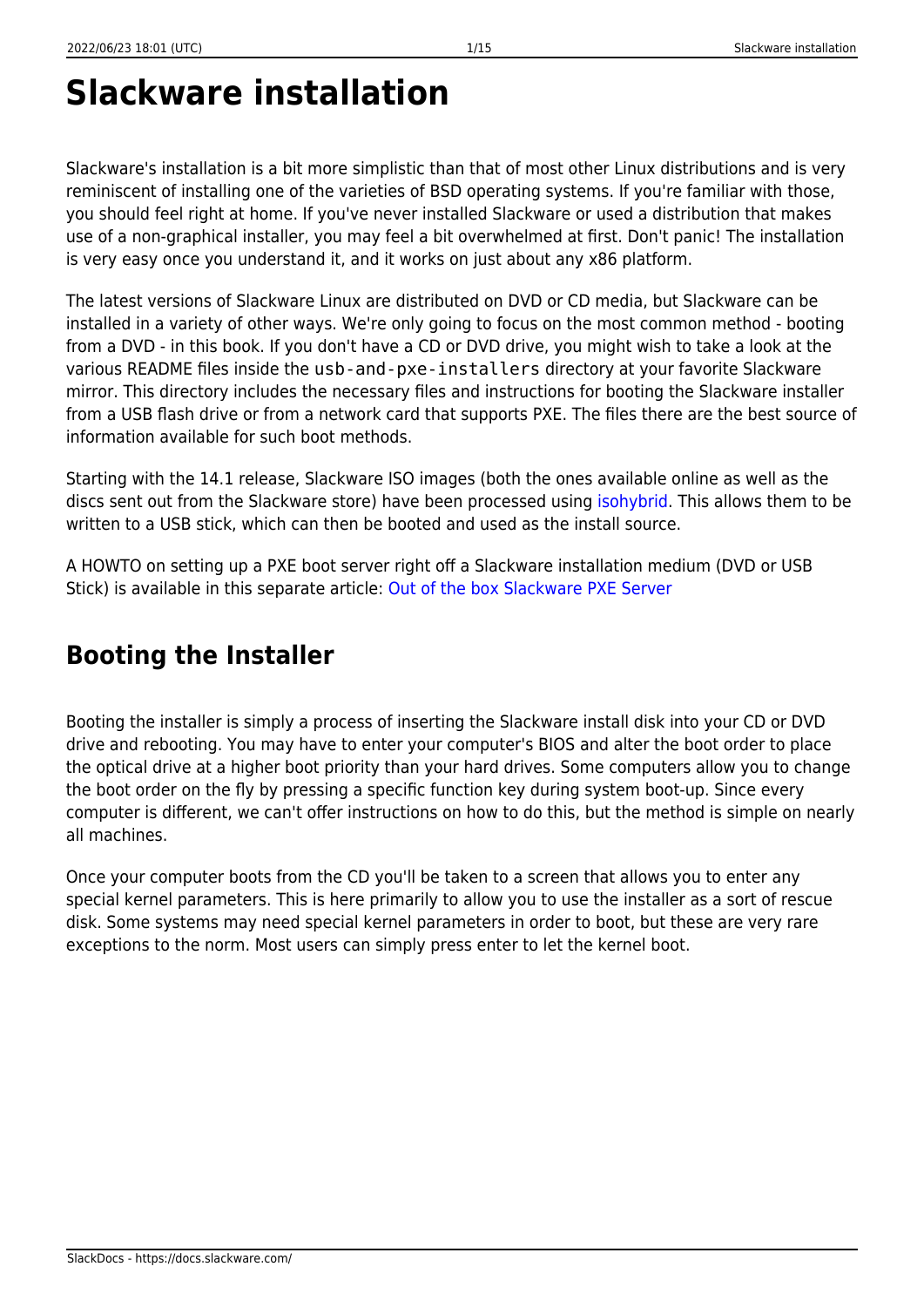# Slackware installation

Slackware's installation is a bit more simplistic than that of most other Linux distributions and is very reminiscent of installing one of the varieties of BSD operating systems. If you're familiar with those, you should feel right at home. If you've never installed Slackware or used a distribution that makes use of a non-graphical installer, you may feel a bit overwhelmed at first. Don't panic! The installation is very easy once you understand it, and it works on just about any x86 platform.

The latest versions of Slackware Linux are distributed on DVD or CD media, but Slackware can be installed in a variety of other ways. We're only going to focus on the most common method - booting from a DVD - in this book. If you don't have a CD or DVD drive, you might wish to take a look at the various README files inside the `usb-and-pxe-installers` directory at your favorite Slackware mirror. This directory includes the necessary files and instructions for booting the Slackware installer from a USB flash drive or from a network card that supports PXE. The files there are the best source of information available for such boot methods.

Starting with the 14.1 release, Slackware ISO images (both the ones available online as well as the discs sent out from the Slackware store) have been processed using isohybrid. This allows them to be written to a USB stick, which can then be booted and used as the install source.

A HOWTO on setting up a PXE boot server right off a Slackware installation medium (DVD or USB Stick) is available in this separate article: Out of the box Slackware PXE Server

## Booting the Installer

Booting the installer is simply a process of inserting the Slackware install disk into your CD or DVD drive and rebooting. You may have to enter your computer's BIOS and alter the boot order to place the optical drive at a higher boot priority than your hard drives. Some computers allow you to change the boot order on the fly by pressing a specific function key during system boot-up. Since every computer is different, we can't offer instructions on how to do this, but the method is simple on nearly all machines.

Once your computer boots from the CD you'll be taken to a screen that allows you to enter any special kernel parameters. This is here primarily to allow you to use the installer as a sort of rescue disk. Some systems may need special kernel parameters in order to boot, but these are very rare exceptions to the norm. Most users can simply press enter to let the kernel boot.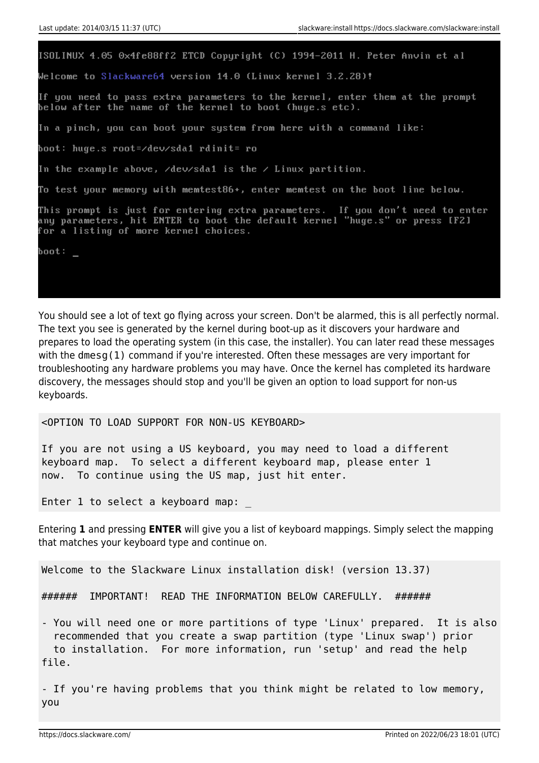```
ISOLINUX 4.05 0x4fe88ff2 ETCD Copyright (C) 1994-2011 H. Peter Anvin et al

Welcome to Slackware64 version 14.0 (Linux kernel 3.2.28)!

If you need to pass extra parameters to the kernel, enter them at the prompt
below after the name of the kernel to boot (huge.s etc).

In a pinch, you can boot your system from here with a command like:

boot: huge.s root=/dev/sda1 rdinit= ro

In the example above, /dev/sda1 is the / Linux partition.

To test your memory with memtest86+, enter memtest on the boot line below.

This prompt is just for entering extra parameters.  If you don't need to enter
any parameters, hit ENTER to boot the default kernel "huge.s" or press [F2]
for a listing of more kernel choices.

boot: _
```

You should see a lot of text go flying across your screen. Don't be alarmed, this is all perfectly normal. The text you see is generated by the kernel during boot-up as it discovers your hardware and prepares to load the operating system (in this case, the installer). You can later read these messages with the `dmesg(1)` command if you're interested. Often these messages are very important for troubleshooting any hardware problems you may have. Once the kernel has completed its hardware discovery, the messages should stop and you'll be given an option to load support for non-us keyboards.

```
<OPTION TO LOAD SUPPORT FOR NON-US KEYBOARD>

If you are not using a US keyboard, you may need to load a different
keyboard map.  To select a different keyboard map, please enter 1
now.  To continue using the US map, just hit enter.

Enter 1 to select a keyboard map: _
```

Entering **1** and pressing **ENTER** will give you a list of keyboard mappings. Simply select the mapping that matches your keyboard type and continue on.

```
Welcome to the Slackware Linux installation disk! (version 13.37)

######  IMPORTANT!  READ THE INFORMATION BELOW CAREFULLY.  ######

- You will need one or more partitions of type 'Linux' prepared.  It is also
  recommended that you create a swap partition (type 'Linux swap') prior
  to installation.  For more information, run 'setup' and read the help
file.

- If you're having problems that you think might be related to low memory,
you
```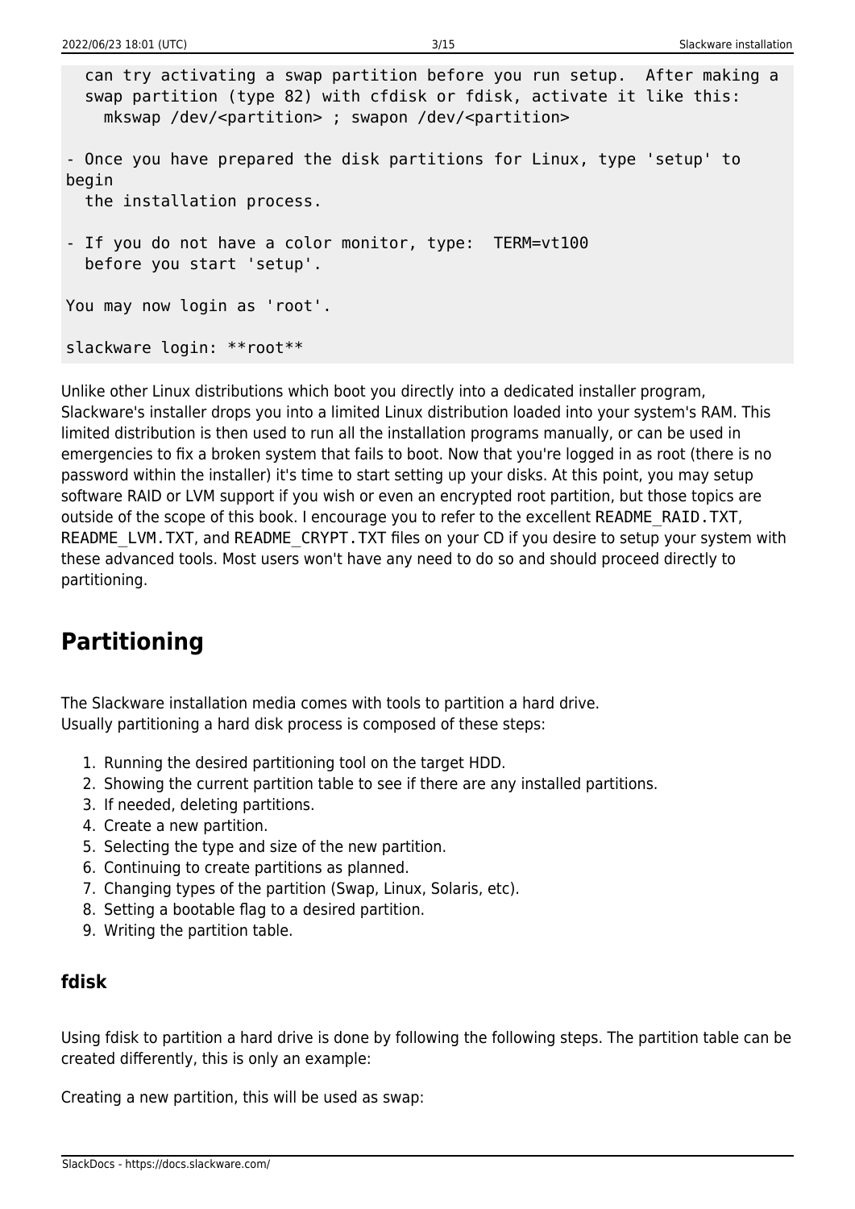```
  can try activating a swap partition before you run setup.  After making a
  swap partition (type 82) with cfdisk or fdisk, activate it like this:
    mkswap /dev/<partition> ; swapon /dev/<partition>

- Once you have prepared the disk partitions for Linux, type 'setup' to
begin
  the installation process.

- If you do not have a color monitor, type:  TERM=vt100
  before you start 'setup'.

You may now login as 'root'.

slackware login: **root**
```

Unlike other Linux distributions which boot you directly into a dedicated installer program, Slackware's installer drops you into a limited Linux distribution loaded into your system's RAM. This limited distribution is then used to run all the installation programs manually, or can be used in emergencies to fix a broken system that fails to boot. Now that you're logged in as root (there is no password within the installer) it's time to start setting up your disks. At this point, you may setup software RAID or LVM support if you wish or even an encrypted root partition, but those topics are outside of the scope of this book. I encourage you to refer to the excellent `README_RAID.TXT`, `README_LVM.TXT`, and `README_CRYPT.TXT` files on your CD if you desire to setup your system with these advanced tools. Most users won't have any need to do so and should proceed directly to partitioning.

## Partitioning

The Slackware installation media comes with tools to partition a hard drive.
Usually partitioning a hard disk process is composed of these steps:

1. Running the desired partitioning tool on the target HDD.
2. Showing the current partition table to see if there are any installed partitions.
3. If needed, deleting partitions.
4. Create a new partition.
5. Selecting the type and size of the new partition.
6. Continuing to create partitions as planned.
7. Changing types of the partition (Swap, Linux, Solaris, etc).
8. Setting a bootable flag to a desired partition.
9. Writing the partition table.

### fdisk

Using fdisk to partition a hard drive is done by following the following steps. The partition table can be created differently, this is only an example:

Creating a new partition, this will be used as swap: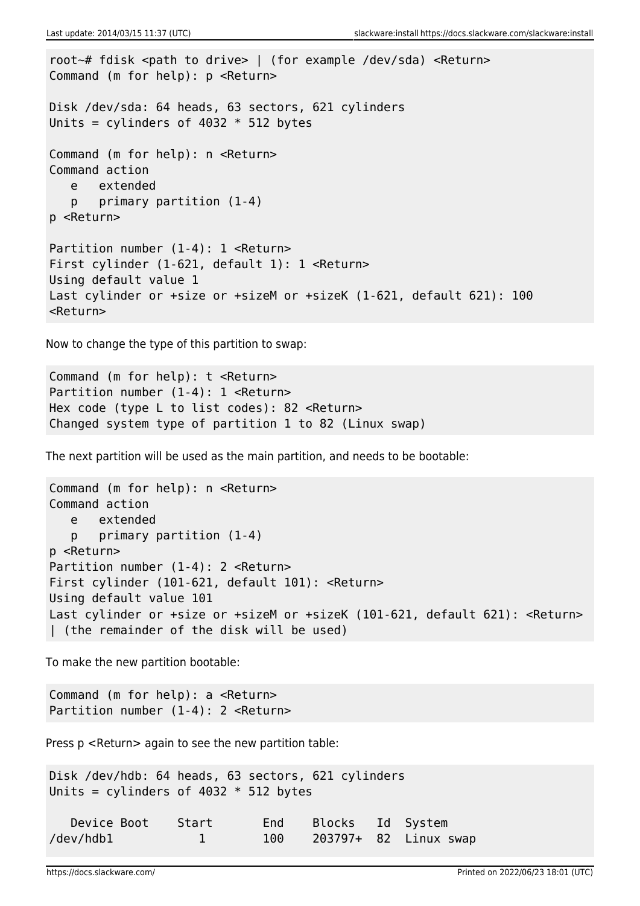```
root~# fdisk <path to drive> | (for example /dev/sda) <Return>
Command (m for help): p <Return>

Disk /dev/sda: 64 heads, 63 sectors, 621 cylinders
Units = cylinders of 4032 * 512 bytes

Command (m for help): n <Return>
Command action
   e   extended
   p   primary partition (1-4)
p <Return>

Partition number (1-4): 1 <Return>
First cylinder (1-621, default 1): 1 <Return>
Using default value 1
Last cylinder or +size or +sizeM or +sizeK (1-621, default 621): 100
<Return>
```

Now to change the type of this partition to swap:

```
Command (m for help): t <Return>
Partition number (1-4): 1 <Return>
Hex code (type L to list codes): 82 <Return>
Changed system type of partition 1 to 82 (Linux swap)
```

The next partition will be used as the main partition, and needs to be bootable:

```
Command (m for help): n <Return>
Command action
   e   extended
   p   primary partition (1-4)
p <Return>
Partition number (1-4): 2 <Return>
First cylinder (101-621, default 101): <Return>
Using default value 101
Last cylinder or +size or +sizeM or +sizeK (101-621, default 621): <Return>
| (the remainder of the disk will be used)
```

To make the new partition bootable:

```
Command (m for help): a <Return>
Partition number (1-4): 2 <Return>
```

Press p <Return> again to see the new partition table:

```
Disk /dev/hdb: 64 heads, 63 sectors, 621 cylinders
Units = cylinders of 4032 * 512 bytes

   Device Boot    Start       End    Blocks   Id  System
/dev/hdb1           1        100    203797+  82  Linux swap
```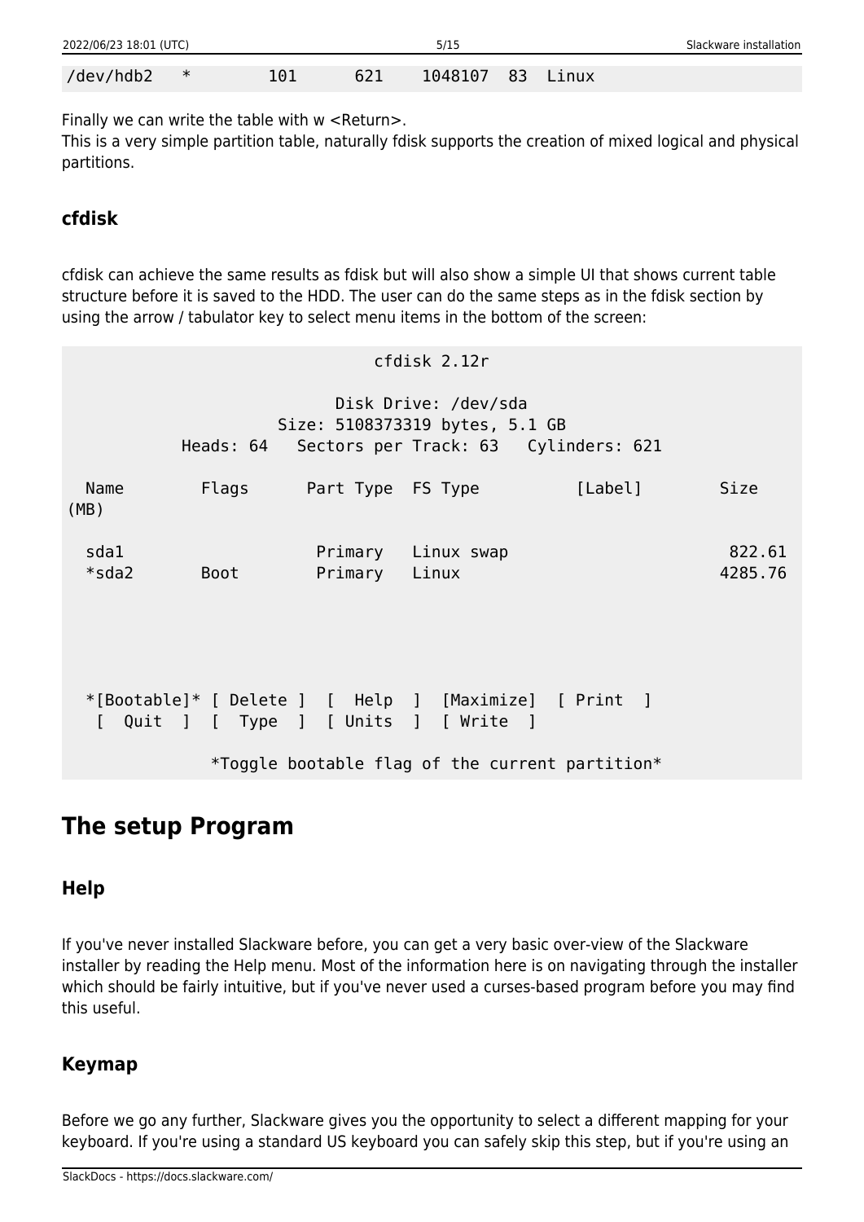```
/dev/hdb2   *        101      621    1048107  83  Linux
```

Finally we can write the table with w <Return>.
This is a very simple partition table, naturally fdisk supports the creation of mixed logical and physical partitions.

### cfdisk

cfdisk can achieve the same results as fdisk but will also show a simple UI that shows current table structure before it is saved to the HDD. The user can do the same steps as in the fdisk section by using the arrow / tabulator key to select menu items in the bottom of the screen:

```
                                  cfdisk 2.12r

                              Disk Drive: /dev/sda
                        Size: 5108373319 bytes, 5.1 GB
              Heads: 64   Sectors per Track: 63   Cylinders: 621

  Name        Flags      Part Type  FS Type          [Label]        Size
(MB)

  sda1                    Primary   Linux swap                        822.61
  *sda2       Boot        Primary   Linux                            4285.76






  *[Bootable]* [ Delete ]  [  Help  ]  [Maximize]  [ Print  ]
   [  Quit  ]  [  Type  ]  [ Units  ]  [ Write  ]

                *Toggle bootable flag of the current partition*
```

## The setup Program

### Help

If you've never installed Slackware before, you can get a very basic over-view of the Slackware installer by reading the Help menu. Most of the information here is on navigating through the installer which should be fairly intuitive, but if you've never used a curses-based program before you may find this useful.

### Keymap

Before we go any further, Slackware gives you the opportunity to select a different mapping for your keyboard. If you're using a standard US keyboard you can safely skip this step, but if you're using an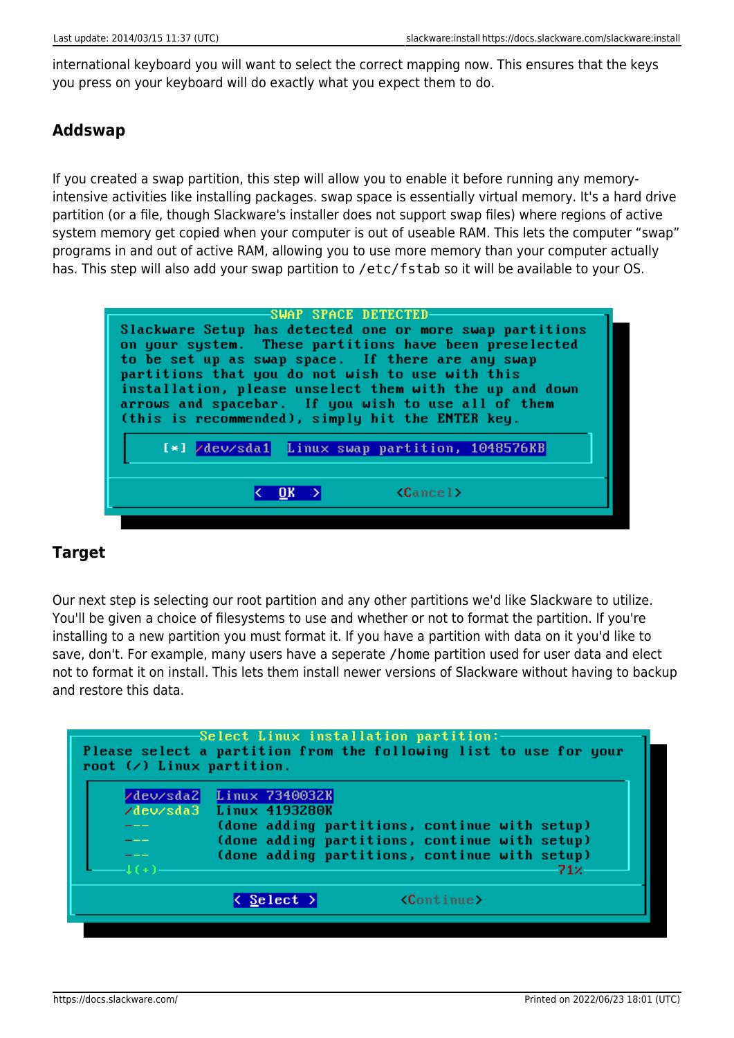international keyboard you will want to select the correct mapping now. This ensures that the keys you press on your keyboard will do exactly what you expect them to do.

### Addswap

If you created a swap partition, this step will allow you to enable it before running any memory-intensive activities like installing packages. swap space is essentially virtual memory. It's a hard drive partition (or a file, though Slackware's installer does not support swap files) where regions of active system memory get copied when your computer is out of useable RAM. This lets the computer "swap" programs in and out of active RAM, allowing you to use more memory than your computer actually has. This step will also add your swap partition to /etc/fstab so it will be available to your OS.

```
SWAP SPACE DETECTED
Slackware Setup has detected one or more swap partitions
on your system.  These partitions have been preselected
to be set up as swap space.  If there are any swap
partitions that you do not wish to use with this
installation, please unselect them with the up and down
arrows and spacebar.  If you wish to use all of them
(this is recommended), simply hit the ENTER key.

    [*] /dev/sda1  Linux swap partition, 1048576KB

              <  OK  >          <Cancel>
```

### Target

Our next step is selecting our root partition and any other partitions we'd like Slackware to utilize. You'll be given a choice of filesystems to use and whether or not to format the partition. If you're installing to a new partition you must format it. If you have a partition with data on it you'd like to save, don't. For example, many users have a seperate /home partition used for user data and elect not to format it on install. This lets them install newer versions of Slackware without having to backup and restore this data.

```
Select Linux installation partition:
Please select a partition from the following list to use for your
root (/) Linux partition.

    /dev/sda2    Linux 7340032K
    /dev/sda3    Linux 4193280K
    ---          (done adding partitions, continue with setup)
    ---          (done adding partitions, continue with setup)
    ---          (done adding partitions, continue with setup)
    ↓(+)                                                  71%

              < Select >          <Continue>
```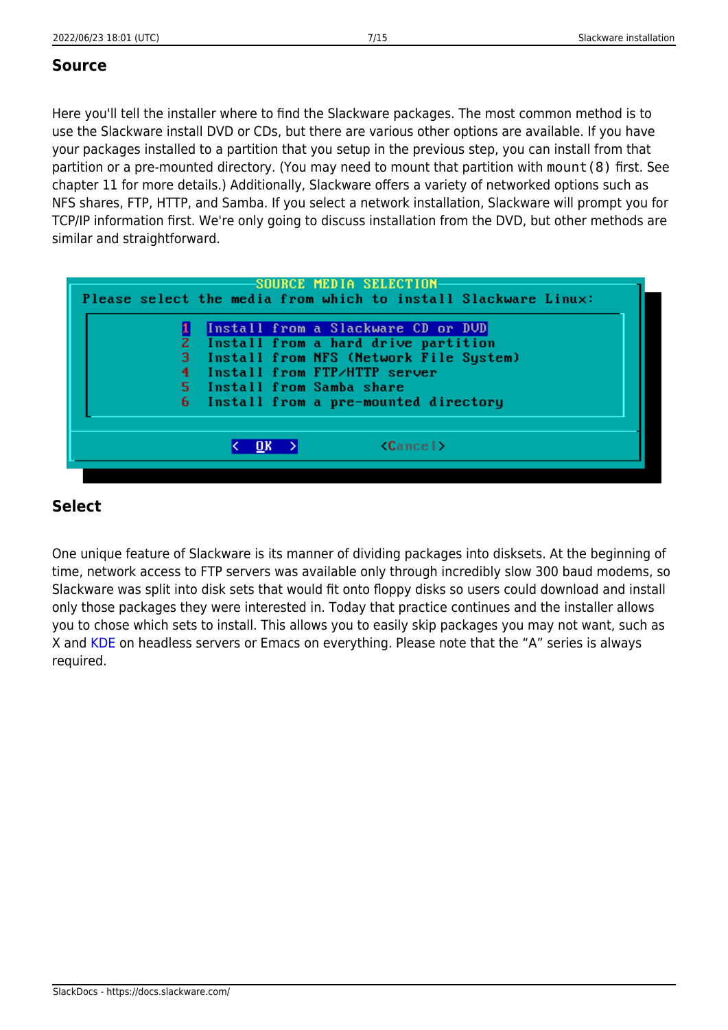## Source

Here you'll tell the installer where to find the Slackware packages. The most common method is to use the Slackware install DVD or CDs, but there are various other options are available. If you have your packages installed to a partition that you setup in the previous step, you can install from that partition or a pre-mounted directory. (You may need to mount that partition with `mount(8)` first. See chapter 11 for more details.) Additionally, Slackware offers a variety of networked options such as NFS shares, FTP, HTTP, and Samba. If you select a network installation, Slackware will prompt you for TCP/IP information first. We're only going to discuss installation from the DVD, but other methods are similar and straightforward.

```
                    SOURCE MEDIA SELECTION
 Please select the media from which to install Slackware Linux:

            1  Install from a Slackware CD or DVD
            2  Install from a hard drive partition
            3  Install from NFS (Network File System)
            4  Install from FTP/HTTP server
            5  Install from Samba share
            6  Install from a pre-mounted directory

                 <  OK  >          <Cancel>
```

## Select

One unique feature of Slackware is its manner of dividing packages into disksets. At the beginning of time, network access to FTP servers was available only through incredibly slow 300 baud modems, so Slackware was split into disk sets that would fit onto floppy disks so users could download and install only those packages they were interested in. Today that practice continues and the installer allows you to chose which sets to install. This allows you to easily skip packages you may not want, such as X and KDE on headless servers or Emacs on everything. Please note that the "A" series is always required.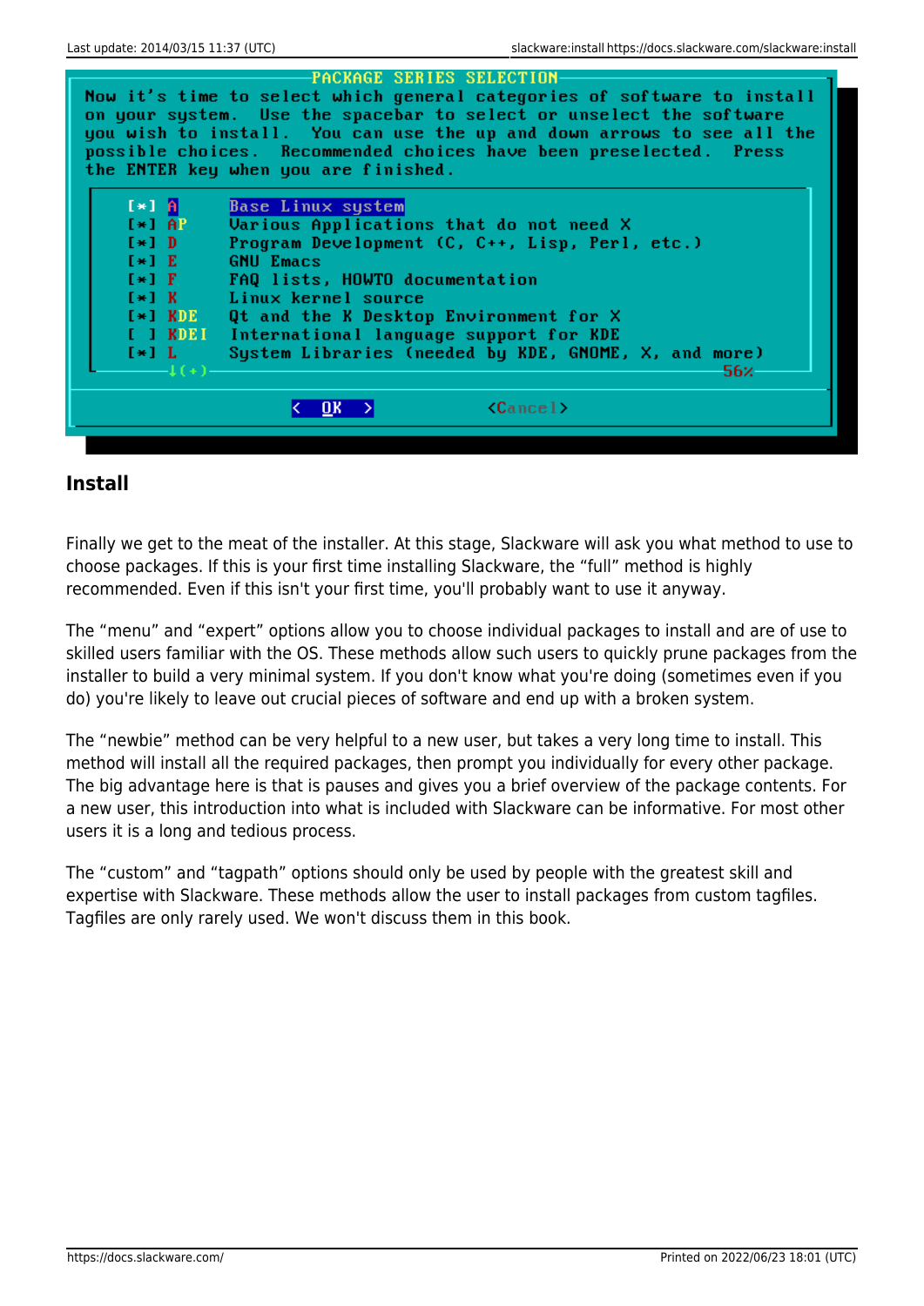```
PACKAGE SERIES SELECTION
Now it's time to select which general categories of software to install
on your system.  Use the spacebar to select or unselect the software
you wish to install.  You can use the up and down arrows to see all the
possible choices.  Recommended choices have been preselected.  Press
the ENTER key when you are finished.

    [*] A       Base Linux system
    [*] AP      Various Applications that do not need X
    [*] D       Program Development (C, C++, Lisp, Perl, etc.)
    [*] E       GNU Emacs
    [*] F       FAQ lists, HOWTO documentation
    [*] K       Linux kernel source
    [*] KDE     Qt and the K Desktop Environment for X
    [ ] KDEI    International language support for KDE
    [*] L       System Libraries (needed by KDE, GNOME, X, and more)
            ↓(+)                                                   56%

                    <  OK  >              <Cancel>
```

## Install

Finally we get to the meat of the installer. At this stage, Slackware will ask you what method to use to choose packages. If this is your first time installing Slackware, the “full” method is highly recommended. Even if this isn't your first time, you'll probably want to use it anyway.

The “menu” and “expert” options allow you to choose individual packages to install and are of use to skilled users familiar with the OS. These methods allow such users to quickly prune packages from the installer to build a very minimal system. If you don't know what you're doing (sometimes even if you do) you're likely to leave out crucial pieces of software and end up with a broken system.

The “newbie” method can be very helpful to a new user, but takes a very long time to install. This method will install all the required packages, then prompt you individually for every other package. The big advantage here is that is pauses and gives you a brief overview of the package contents. For a new user, this introduction into what is included with Slackware can be informative. For most other users it is a long and tedious process.

The “custom” and “tagpath” options should only be used by people with the greatest skill and expertise with Slackware. These methods allow the user to install packages from custom tagfiles. Tagfiles are only rarely used. We won't discuss them in this book.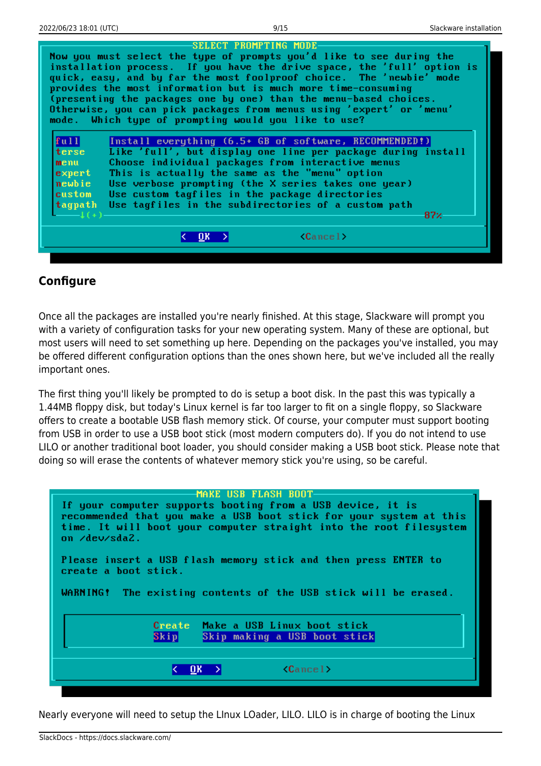```
SELECT PROMPTING MODE
Now you must select the type of prompts you'd like to see during the
installation process.  If you have the drive space, the 'full' option is
quick, easy, and by far the most foolproof choice.  The 'newbie' mode
provides the most information but is much more time-consuming
(presenting the packages one by one) than the menu-based choices.
Otherwise, you can pick packages from menus using 'expert' or 'menu'
mode.  Which type of prompting would you like to use?

full      Install everything (6.5+ GB of software, RECOMMENDED!)
terse     Like 'full', but display one line per package during install
menu      Choose individual packages from interactive menus
expert    This is actually the same as the "menu" option
newbie    Use verbose prompting (the X series takes one year)
custom    Use custom tagfiles in the package directories
tagpath   Use tagfiles in the subdirectories of a custom path
                                                                  87%

                    <  OK  >            <Cancel>
```

## Configure

Once all the packages are installed you're nearly finished. At this stage, Slackware will prompt you with a variety of configuration tasks for your new operating system. Many of these are optional, but most users will need to set something up here. Depending on the packages you've installed, you may be offered different configuration options than the ones shown here, but we've included all the really important ones.

The first thing you'll likely be prompted to do is setup a boot disk. In the past this was typically a 1.44MB floppy disk, but today's Linux kernel is far too larger to fit on a single floppy, so Slackware offers to create a bootable USB flash memory stick. Of course, your computer must support booting from USB in order to use a USB boot stick (most modern computers do). If you do not intend to use LILO or another traditional boot loader, you should consider making a USB boot stick. Please note that doing so will erase the contents of whatever memory stick you're using, so be careful.

```
MAKE USB FLASH BOOT
If your computer supports booting from a USB device, it is
recommended that you make a USB boot stick for your system at this
time. It will boot your computer straight into the root filesystem
on /dev/sda2.

Please insert a USB flash memory stick and then press ENTER to
create a boot stick.

WARNING! The existing contents of the USB stick will be erased.

          Create   Make a USB Linux boot stick
          Skip     Skip making a USB boot stick

                 <  OK  >            <Cancel>
```

Nearly everyone will need to setup the LInux LOader, LILO. LILO is in charge of booting the Linux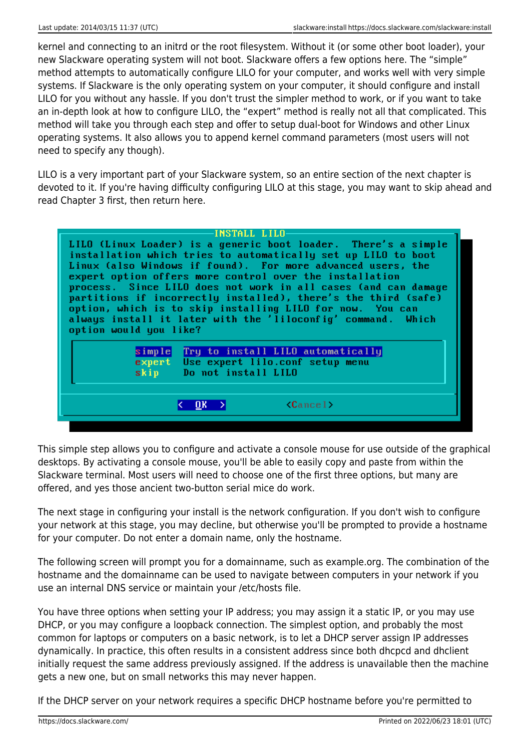kernel and connecting to an initrd or the root filesystem. Without it (or some other boot loader), your new Slackware operating system will not boot. Slackware offers a few options here. The "simple" method attempts to automatically configure LILO for your computer, and works well with very simple systems. If Slackware is the only operating system on your computer, it should configure and install LILO for you without any hassle. If you don't trust the simpler method to work, or if you want to take an in-depth look at how to configure LILO, the "expert" method is really not all that complicated. This method will take you through each step and offer to setup dual-boot for Windows and other Linux operating systems. It also allows you to append kernel command parameters (most users will not need to specify any though).

LILO is a very important part of your Slackware system, so an entire section of the next chapter is devoted to it. If you're having difficulty configuring LILO at this stage, you may want to skip ahead and read Chapter 3 first, then return here.

```
INSTALL LILO
LILO (Linux Loader) is a generic boot loader.  There's a simple
installation which tries to automatically set up LILO to boot
Linux (also Windows if found).  For more advanced users, the
expert option offers more control over the installation
process.  Since LILO does not work in all cases (and can damage
partitions if incorrectly installed), there's the third (safe)
option, which is to skip installing LILO for now.  You can
always install it later with the 'liloconfig' command.  Which
option would you like?

        simple   Try to install LILO automatically
        expert   Use expert lilo.conf setup menu
        skip     Do not install LILO

              < OK >          <Cancel>
```

This simple step allows you to configure and activate a console mouse for use outside of the graphical desktops. By activating a console mouse, you'll be able to easily copy and paste from within the Slackware terminal. Most users will need to choose one of the first three options, but many are offered, and yes those ancient two-button serial mice do work.

The next stage in configuring your install is the network configuration. If you don't wish to configure your network at this stage, you may decline, but otherwise you'll be prompted to provide a hostname for your computer. Do not enter a domain name, only the hostname.

The following screen will prompt you for a domainname, such as example.org. The combination of the hostname and the domainname can be used to navigate between computers in your network if you use an internal DNS service or maintain your /etc/hosts file.

You have three options when setting your IP address; you may assign it a static IP, or you may use DHCP, or you may configure a loopback connection. The simplest option, and probably the most common for laptops or computers on a basic network, is to let a DHCP server assign IP addresses dynamically. In practice, this often results in a consistent address since both dhcpcd and dhclient initially request the same address previously assigned. If the address is unavailable then the machine gets a new one, but on small networks this may never happen.

If the DHCP server on your network requires a specific DHCP hostname before you're permitted to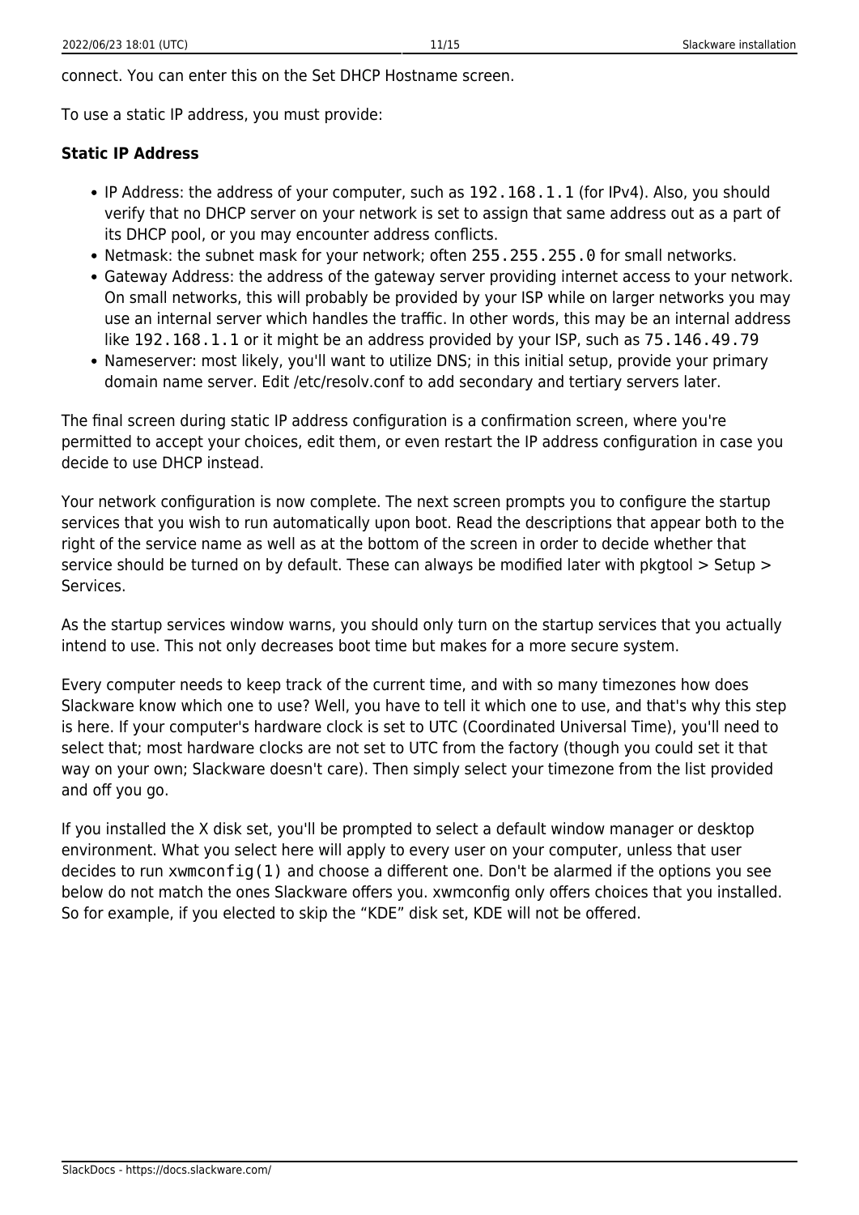connect. You can enter this on the Set DHCP Hostname screen.

To use a static IP address, you must provide:

**Static IP Address**

- IP Address: the address of your computer, such as `192.168.1.1` (for IPv4). Also, you should verify that no DHCP server on your network is set to assign that same address out as a part of its DHCP pool, or you may encounter address conflicts.
- Netmask: the subnet mask for your network; often `255.255.255.0` for small networks.
- Gateway Address: the address of the gateway server providing internet access to your network. On small networks, this will probably be provided by your ISP while on larger networks you may use an internal server which handles the traffic. In other words, this may be an internal address like `192.168.1.1` or it might be an address provided by your ISP, such as `75.146.49.79`
- Nameserver: most likely, you'll want to utilize DNS; in this initial setup, provide your primary domain name server. Edit /etc/resolv.conf to add secondary and tertiary servers later.

The final screen during static IP address configuration is a confirmation screen, where you're permitted to accept your choices, edit them, or even restart the IP address configuration in case you decide to use DHCP instead.

Your network configuration is now complete. The next screen prompts you to configure the startup services that you wish to run automatically upon boot. Read the descriptions that appear both to the right of the service name as well as at the bottom of the screen in order to decide whether that service should be turned on by default. These can always be modified later with pkgtool > Setup > Services.

As the startup services window warns, you should only turn on the startup services that you actually intend to use. This not only decreases boot time but makes for a more secure system.

Every computer needs to keep track of the current time, and with so many timezones how does Slackware know which one to use? Well, you have to tell it which one to use, and that's why this step is here. If your computer's hardware clock is set to UTC (Coordinated Universal Time), you'll need to select that; most hardware clocks are not set to UTC from the factory (though you could set it that way on your own; Slackware doesn't care). Then simply select your timezone from the list provided and off you go.

If you installed the X disk set, you'll be prompted to select a default window manager or desktop environment. What you select here will apply to every user on your computer, unless that user decides to run `xwmconfig(1)` and choose a different one. Don't be alarmed if the options you see below do not match the ones Slackware offers you. xwmconfig only offers choices that you installed. So for example, if you elected to skip the “KDE” disk set, KDE will not be offered.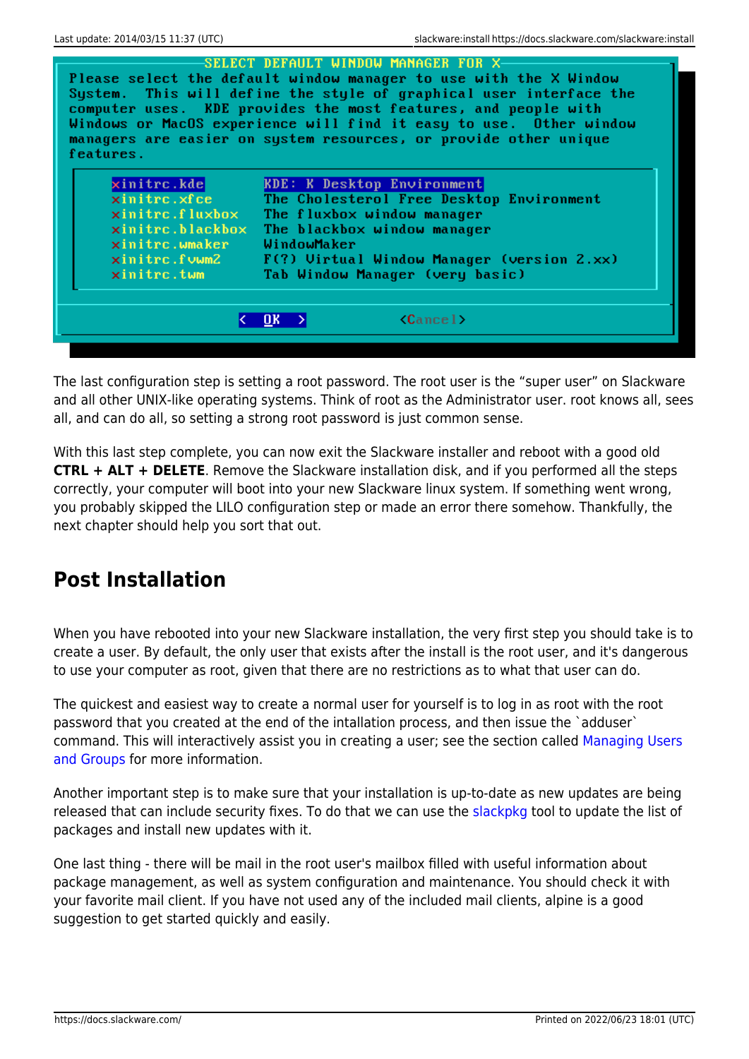```
SELECT DEFAULT WINDOW MANAGER FOR X
Please select the default window manager to use with the X Window
System.  This will define the style of graphical user interface the
computer uses.  KDE provides the most features, and people with
Windows or MacOS experience will find it easy to use.  Other window
managers are easier on system resources, or provide other unique
features.

     xinitrc.kde        KDE: K Desktop Environment
     xinitrc.xfce       The Cholesterol Free Desktop Environment
     xinitrc.fluxbox    The fluxbox window manager
     xinitrc.blackbox   The blackbox window manager
     xinitrc.wmaker     WindowMaker
     xinitrc.fvwm2      F(?) Virtual Window Manager (version 2.xx)
     xinitrc.twm        Tab Window Manager (very basic)

              <  OK  >          <Cancel>
```

The last configuration step is setting a root password. The root user is the “super user” on Slackware and all other UNIX-like operating systems. Think of root as the Administrator user. root knows all, sees all, and can do all, so setting a strong root password is just common sense.

With this last step complete, you can now exit the Slackware installer and reboot with a good old **CTRL + ALT + DELETE**. Remove the Slackware installation disk, and if you performed all the steps correctly, your computer will boot into your new Slackware linux system. If something went wrong, you probably skipped the LILO configuration step or made an error there somehow. Thankfully, the next chapter should help you sort that out.

## Post Installation

When you have rebooted into your new Slackware installation, the very first step you should take is to create a user. By default, the only user that exists after the install is the root user, and it's dangerous to use your computer as root, given that there are no restrictions as to what that user can do.

The quickest and easiest way to create a normal user for yourself is to log in as root with the root password that you created at the end of the intallation process, and then issue the `adduser` command. This will interactively assist you in creating a user; see the section called Managing Users and Groups for more information.

Another important step is to make sure that your installation is up-to-date as new updates are being released that can include security fixes. To do that we can use the slackpkg tool to update the list of packages and install new updates with it.

One last thing - there will be mail in the root user's mailbox filled with useful information about package management, as well as system configuration and maintenance. You should check it with your favorite mail client. If you have not used any of the included mail clients, alpine is a good suggestion to get started quickly and easily.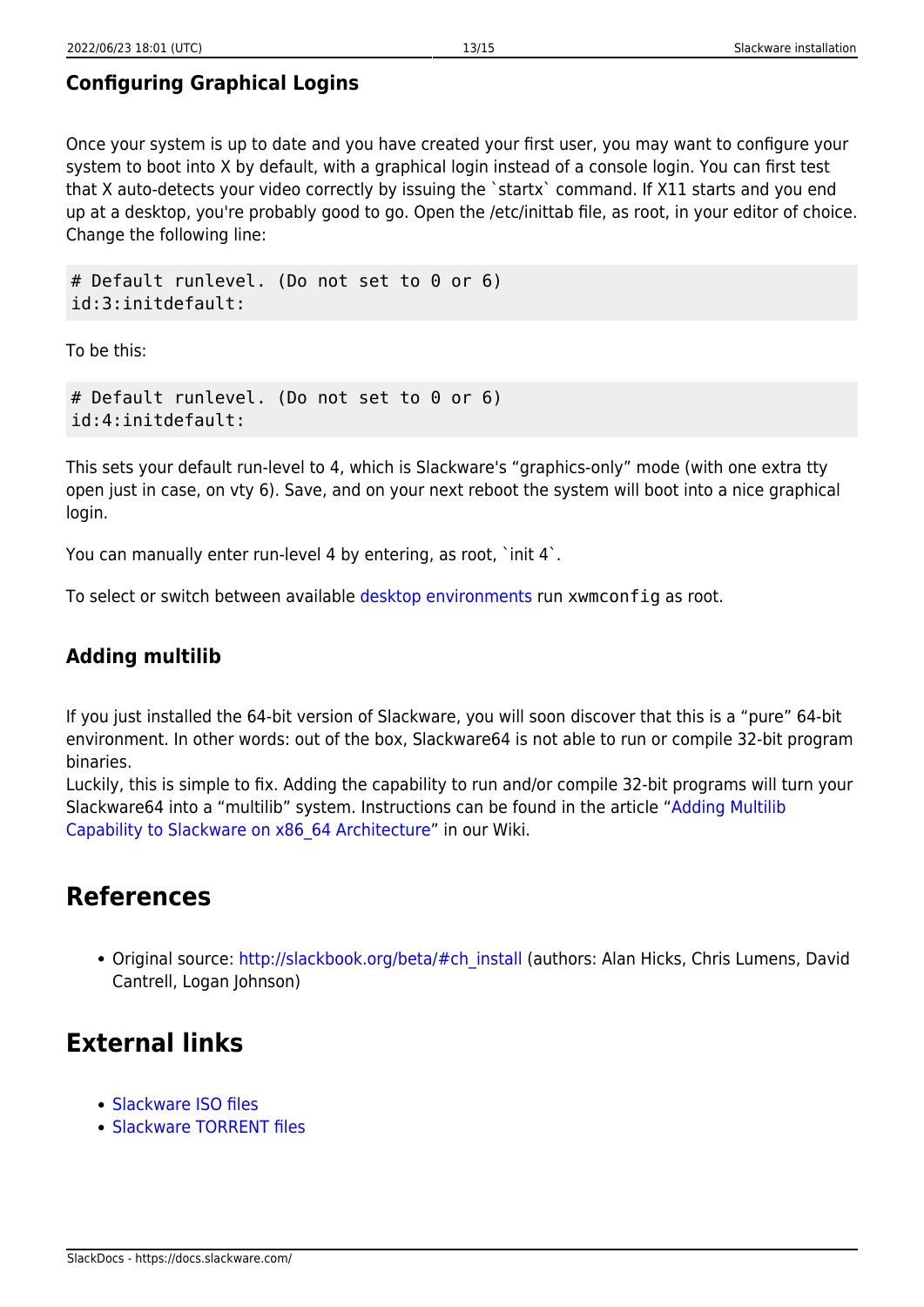### Configuring Graphical Logins

Once your system is up to date and you have created your first user, you may want to configure your system to boot into X by default, with a graphical login instead of a console login. You can first test that X auto-detects your video correctly by issuing the `startx` command. If X11 starts and you end up at a desktop, you're probably good to go. Open the /etc/inittab file, as root, in your editor of choice. Change the following line:

```
# Default runlevel. (Do not set to 0 or 6)
id:3:initdefault:
```

To be this:

```
# Default runlevel. (Do not set to 0 or 6)
id:4:initdefault:
```

This sets your default run-level to 4, which is Slackware's “graphics-only” mode (with one extra tty open just in case, on vty 6). Save, and on your next reboot the system will boot into a nice graphical login.

You can manually enter run-level 4 by entering, as root, `init 4`.

To select or switch between available desktop environments run `xwmconfig` as root.

### Adding multilib

If you just installed the 64-bit version of Slackware, you will soon discover that this is a “pure” 64-bit environment. In other words: out of the box, Slackware64 is not able to run or compile 32-bit program binaries.
Luckily, this is simple to fix. Adding the capability to run and/or compile 32-bit programs will turn your Slackware64 into a “multilib” system. Instructions can be found in the article “Adding Multilib Capability to Slackware on x86_64 Architecture” in our Wiki.

## References

- Original source: http://slackbook.org/beta/#ch_install (authors: Alan Hicks, Chris Lumens, David Cantrell, Logan Johnson)

## External links

- Slackware ISO files
- Slackware TORRENT files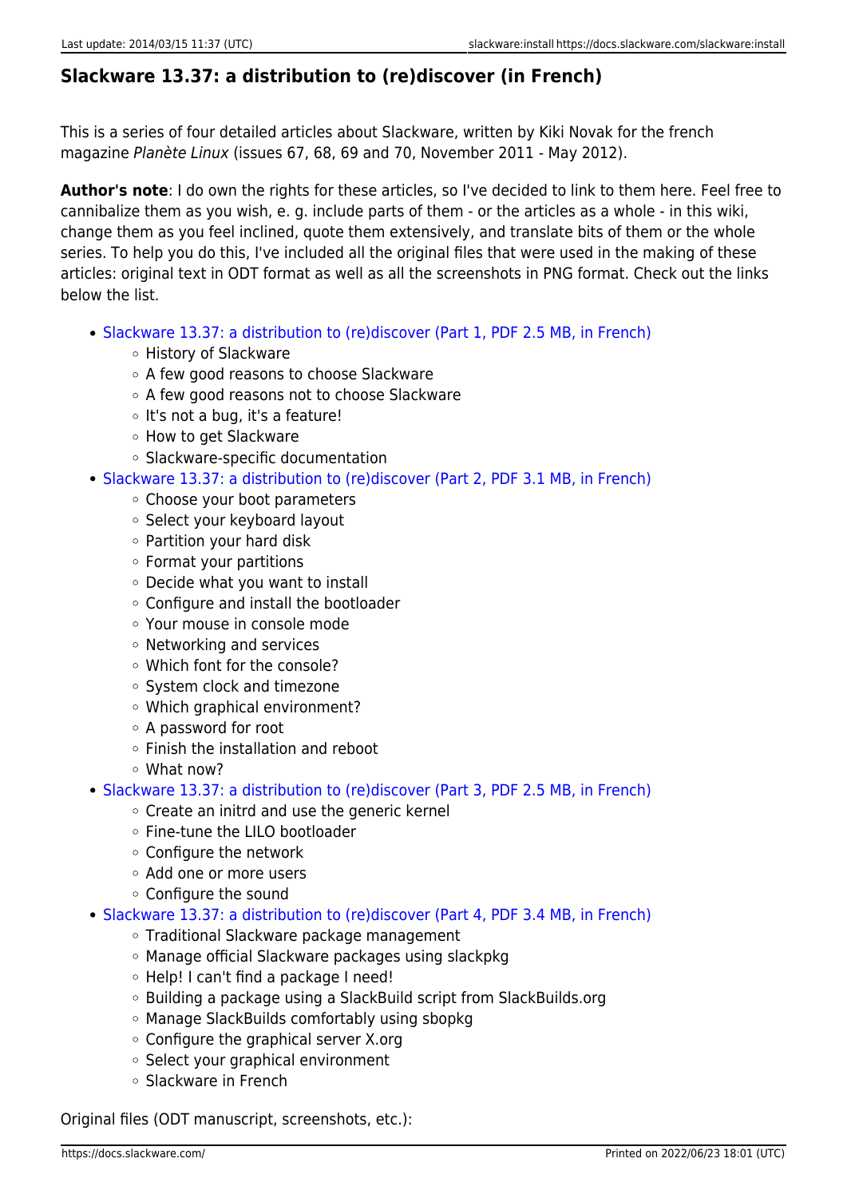## Slackware 13.37: a distribution to (re)discover (in French)

This is a series of four detailed articles about Slackware, written by Kiki Novak for the french magazine *Planète Linux* (issues 67, 68, 69 and 70, November 2011 - May 2012).

**Author's note**: I do own the rights for these articles, so I've decided to link to them here. Feel free to cannibalize them as you wish, e. g. include parts of them - or the articles as a whole - in this wiki, change them as you feel inclined, quote them extensively, and translate bits of them or the whole series. To help you do this, I've included all the original files that were used in the making of these articles: original text in ODT format as well as all the screenshots in PNG format. Check out the links below the list.

- Slackware 13.37: a distribution to (re)discover (Part 1, PDF 2.5 MB, in French)
  - History of Slackware
  - A few good reasons to choose Slackware
  - A few good reasons not to choose Slackware
  - It's not a bug, it's a feature!
  - How to get Slackware
  - Slackware-specific documentation
- Slackware 13.37: a distribution to (re)discover (Part 2, PDF 3.1 MB, in French)
  - Choose your boot parameters
  - Select your keyboard layout
  - Partition your hard disk
  - Format your partitions
  - Decide what you want to install
  - Configure and install the bootloader
  - Your mouse in console mode
  - Networking and services
  - Which font for the console?
  - System clock and timezone
  - Which graphical environment?
  - A password for root
  - Finish the installation and reboot
  - What now?
- Slackware 13.37: a distribution to (re)discover (Part 3, PDF 2.5 MB, in French)
  - Create an initrd and use the generic kernel
  - Fine-tune the LILO bootloader
  - Configure the network
  - Add one or more users
  - Configure the sound
- Slackware 13.37: a distribution to (re)discover (Part 4, PDF 3.4 MB, in French)
  - Traditional Slackware package management
  - Manage official Slackware packages using slackpkg
  - Help! I can't find a package I need!
  - Building a package using a SlackBuild script from SlackBuilds.org
  - Manage SlackBuilds comfortably using sbopkg
  - Configure the graphical server X.org
  - Select your graphical environment
  - Slackware in French

Original files (ODT manuscript, screenshots, etc.):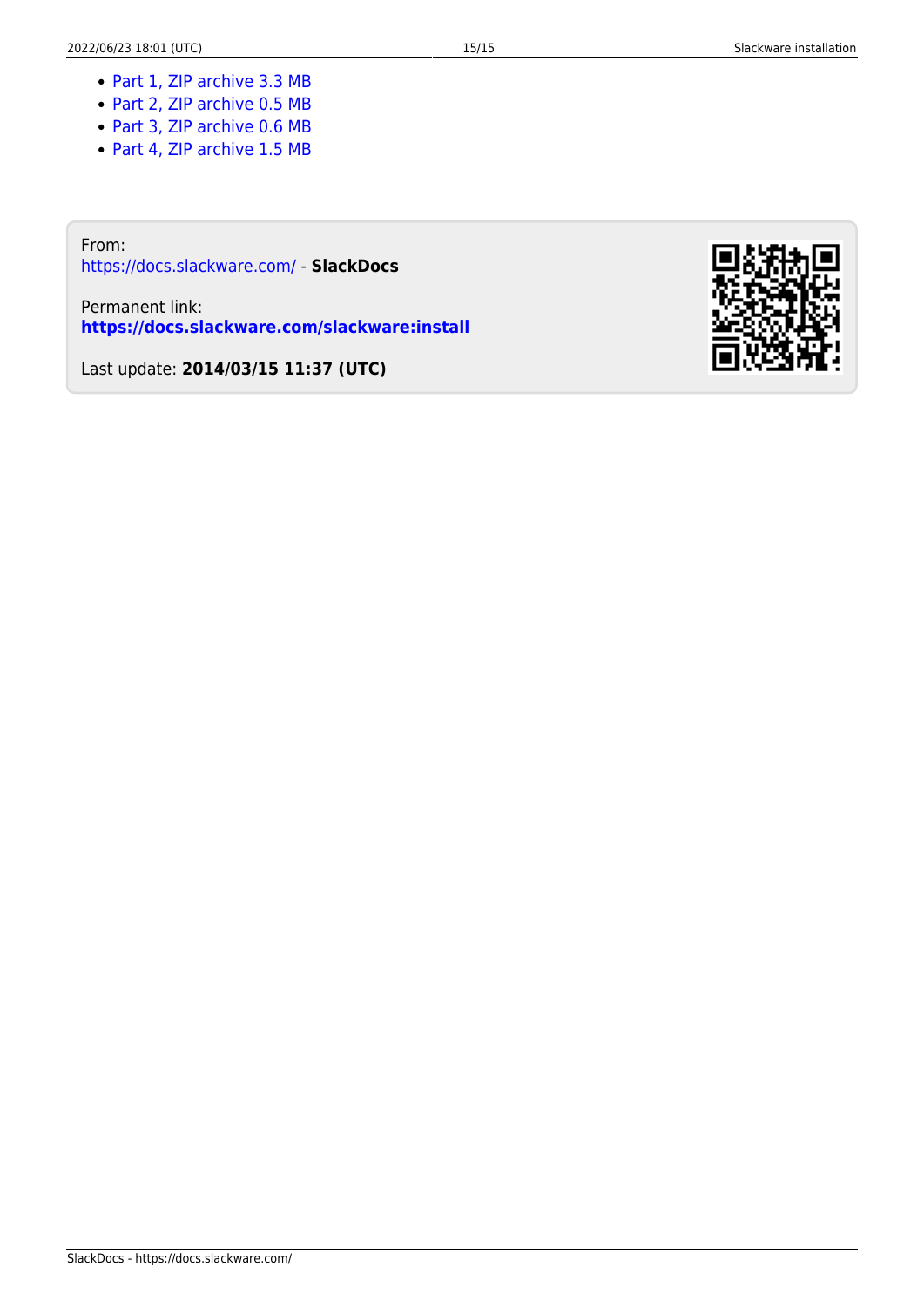- Part 1, ZIP archive 3.3 MB
- Part 2, ZIP archive 0.5 MB
- Part 3, ZIP archive 0.6 MB
- Part 4, ZIP archive 1.5 MB

From:
https://docs.slackware.com/ - **SlackDocs**

Permanent link:
**https://docs.slackware.com/slackware:install**

Last update: **2014/03/15 11:37 (UTC)**